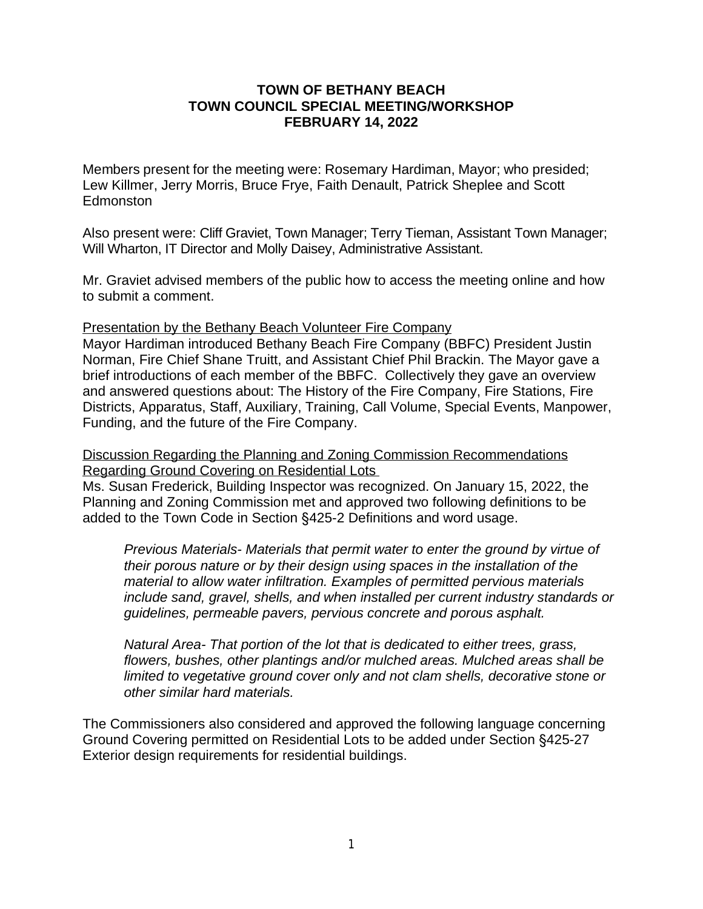# TOWN OF BETHANY BEACH
## TOWN COUNCIL SPECIAL MEETING/WORKSHOP
## FEBRUARY 14, 2022

Members present for the meeting were: Rosemary Hardiman, Mayor; who presided; Lew Killmer, Jerry Morris, Bruce Frye, Faith Denault, Patrick Sheplee and Scott Edmonston

Also present were: Cliff Graviet, Town Manager; Terry Tieman, Assistant Town Manager; Will Wharton, IT Director and Molly Daisey, Administrative Assistant.

Mr. Graviet advised members of the public how to access the meeting online and how to submit a comment.

Presentation by the Bethany Beach Volunteer Fire Company

Mayor Hardiman introduced Bethany Beach Fire Company (BBFC) President Justin Norman, Fire Chief Shane Truitt, and Assistant Chief Phil Brackin. The Mayor gave a brief introductions of each member of the BBFC. Collectively they gave an overview and answered questions about: The History of the Fire Company, Fire Stations, Fire Districts, Apparatus, Staff, Auxiliary, Training, Call Volume, Special Events, Manpower, Funding, and the future of the Fire Company.

Discussion Regarding the Planning and Zoning Commission Recommendations Regarding Ground Covering on Residential Lots

Ms. Susan Frederick, Building Inspector was recognized. On January 15, 2022, the Planning and Zoning Commission met and approved two following definitions to be added to the Town Code in Section §425-2 Definitions and word usage.

> *Previous Materials- Materials that permit water to enter the ground by virtue of their porous nature or by their design using spaces in the installation of the material to allow water infiltration. Examples of permitted pervious materials include sand, gravel, shells, and when installed per current industry standards or guidelines, permeable pavers, pervious concrete and porous asphalt.*

> *Natural Area- That portion of the lot that is dedicated to either trees, grass, flowers, bushes, other plantings and/or mulched areas. Mulched areas shall be limited to vegetative ground cover only and not clam shells, decorative stone or other similar hard materials.*

The Commissioners also considered and approved the following language concerning Ground Covering permitted on Residential Lots to be added under Section §425-27 Exterior design requirements for residential buildings.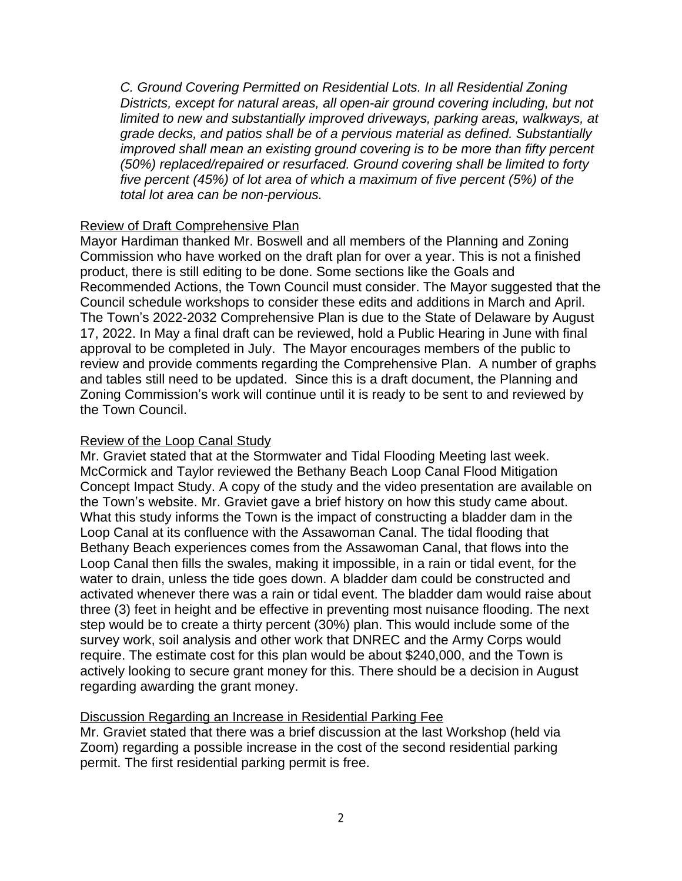*C. Ground Covering Permitted on Residential Lots. In all Residential Zoning Districts, except for natural areas, all open-air ground covering including, but not limited to new and substantially improved driveways, parking areas, walkways, at grade decks, and patios shall be of a pervious material as defined. Substantially improved shall mean an existing ground covering is to be more than fifty percent (50%) replaced/repaired or resurfaced. Ground covering shall be limited to forty five percent (45%) of lot area of which a maximum of five percent (5%) of the total lot area can be non-pervious.*

<u>Review of Draft Comprehensive Plan</u>

Mayor Hardiman thanked Mr. Boswell and all members of the Planning and Zoning Commission who have worked on the draft plan for over a year. This is not a finished product, there is still editing to be done. Some sections like the Goals and Recommended Actions, the Town Council must consider. The Mayor suggested that the Council schedule workshops to consider these edits and additions in March and April. The Town's 2022-2032 Comprehensive Plan is due to the State of Delaware by August 17, 2022. In May a final draft can be reviewed, hold a Public Hearing in June with final approval to be completed in July. The Mayor encourages members of the public to review and provide comments regarding the Comprehensive Plan. A number of graphs and tables still need to be updated. Since this is a draft document, the Planning and Zoning Commission's work will continue until it is ready to be sent to and reviewed by the Town Council.

<u>Review of the Loop Canal Study</u>

Mr. Graviet stated that at the Stormwater and Tidal Flooding Meeting last week. McCormick and Taylor reviewed the Bethany Beach Loop Canal Flood Mitigation Concept Impact Study. A copy of the study and the video presentation are available on the Town's website. Mr. Graviet gave a brief history on how this study came about. What this study informs the Town is the impact of constructing a bladder dam in the Loop Canal at its confluence with the Assawoman Canal. The tidal flooding that Bethany Beach experiences comes from the Assawoman Canal, that flows into the Loop Canal then fills the swales, making it impossible, in a rain or tidal event, for the water to drain, unless the tide goes down. A bladder dam could be constructed and activated whenever there was a rain or tidal event. The bladder dam would raise about three (3) feet in height and be effective in preventing most nuisance flooding. The next step would be to create a thirty percent (30%) plan. This would include some of the survey work, soil analysis and other work that DNREC and the Army Corps would require. The estimate cost for this plan would be about $240,000, and the Town is actively looking to secure grant money for this. There should be a decision in August regarding awarding the grant money.

<u>Discussion Regarding an Increase in Residential Parking Fee</u>

Mr. Graviet stated that there was a brief discussion at the last Workshop (held via Zoom) regarding a possible increase in the cost of the second residential parking permit. The first residential parking permit is free.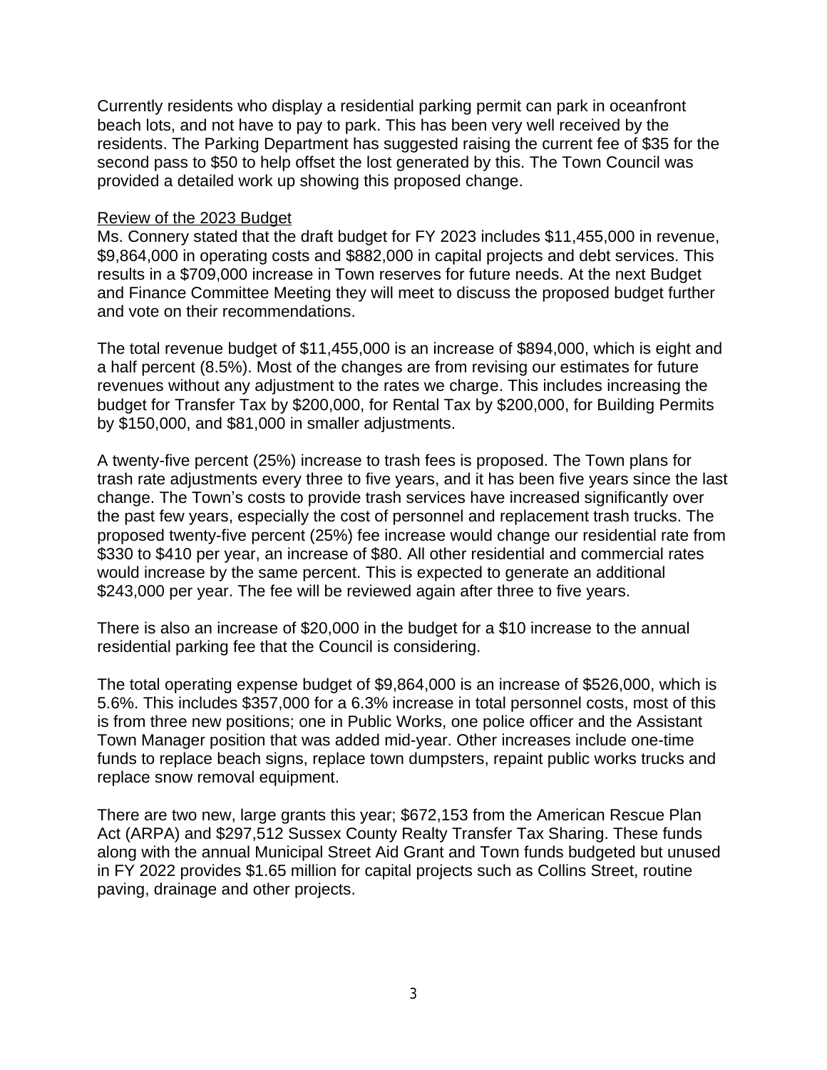Currently residents who display a residential parking permit can park in oceanfront beach lots, and not have to pay to park. This has been very well received by the residents. The Parking Department has suggested raising the current fee of $35 for the second pass to $50 to help offset the lost generated by this. The Town Council was provided a detailed work up showing this proposed change.

Review of the 2023 Budget

Ms. Connery stated that the draft budget for FY 2023 includes $11,455,000 in revenue, $9,864,000 in operating costs and $882,000 in capital projects and debt services. This results in a $709,000 increase in Town reserves for future needs. At the next Budget and Finance Committee Meeting they will meet to discuss the proposed budget further and vote on their recommendations.

The total revenue budget of $11,455,000 is an increase of $894,000, which is eight and a half percent (8.5%). Most of the changes are from revising our estimates for future revenues without any adjustment to the rates we charge. This includes increasing the budget for Transfer Tax by $200,000, for Rental Tax by $200,000, for Building Permits by $150,000, and $81,000 in smaller adjustments.

A twenty-five percent (25%) increase to trash fees is proposed. The Town plans for trash rate adjustments every three to five years, and it has been five years since the last change. The Town's costs to provide trash services have increased significantly over the past few years, especially the cost of personnel and replacement trash trucks. The proposed twenty-five percent (25%) fee increase would change our residential rate from $330 to $410 per year, an increase of $80. All other residential and commercial rates would increase by the same percent. This is expected to generate an additional $243,000 per year. The fee will be reviewed again after three to five years.

There is also an increase of $20,000 in the budget for a $10 increase to the annual residential parking fee that the Council is considering.

The total operating expense budget of $9,864,000 is an increase of $526,000, which is 5.6%. This includes $357,000 for a 6.3% increase in total personnel costs, most of this is from three new positions; one in Public Works, one police officer and the Assistant Town Manager position that was added mid-year. Other increases include one-time funds to replace beach signs, replace town dumpsters, repaint public works trucks and replace snow removal equipment.

There are two new, large grants this year; $672,153 from the American Rescue Plan Act (ARPA) and $297,512 Sussex County Realty Transfer Tax Sharing. These funds along with the annual Municipal Street Aid Grant and Town funds budgeted but unused in FY 2022 provides $1.65 million for capital projects such as Collins Street, routine paving, drainage and other projects.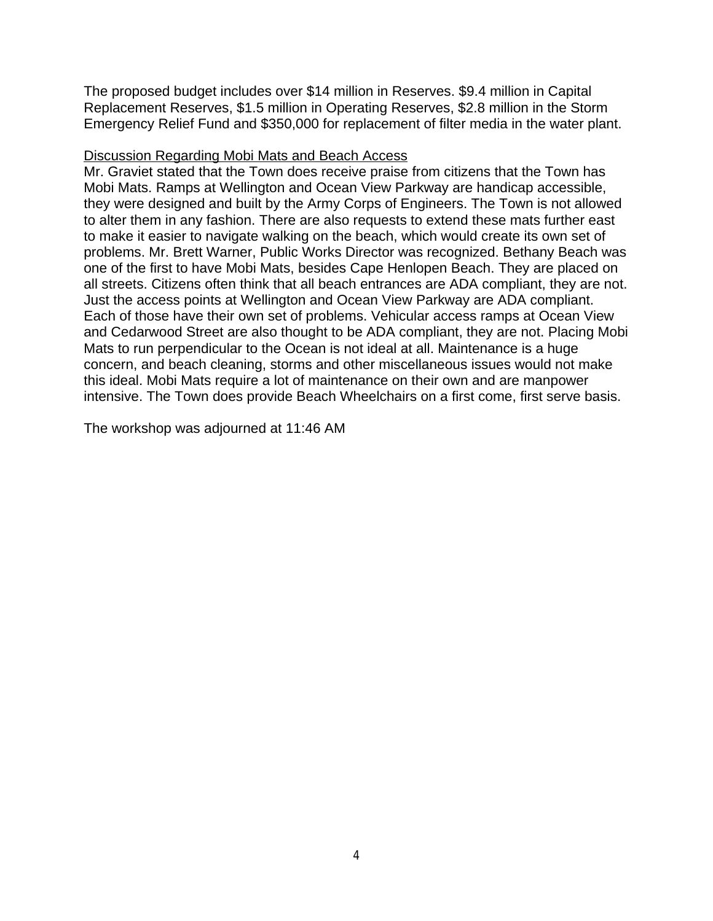The proposed budget includes over $14 million in Reserves. $9.4 million in Capital Replacement Reserves, $1.5 million in Operating Reserves, $2.8 million in the Storm Emergency Relief Fund and $350,000 for replacement of filter media in the water plant.

<u>Discussion Regarding Mobi Mats and Beach Access</u>

Mr. Graviet stated that the Town does receive praise from citizens that the Town has Mobi Mats. Ramps at Wellington and Ocean View Parkway are handicap accessible, they were designed and built by the Army Corps of Engineers. The Town is not allowed to alter them in any fashion. There are also requests to extend these mats further east to make it easier to navigate walking on the beach, which would create its own set of problems. Mr. Brett Warner, Public Works Director was recognized. Bethany Beach was one of the first to have Mobi Mats, besides Cape Henlopen Beach. They are placed on all streets. Citizens often think that all beach entrances are ADA compliant, they are not. Just the access points at Wellington and Ocean View Parkway are ADA compliant. Each of those have their own set of problems. Vehicular access ramps at Ocean View and Cedarwood Street are also thought to be ADA compliant, they are not. Placing Mobi Mats to run perpendicular to the Ocean is not ideal at all. Maintenance is a huge concern, and beach cleaning, storms and other miscellaneous issues would not make this ideal. Mobi Mats require a lot of maintenance on their own and are manpower intensive. The Town does provide Beach Wheelchairs on a first come, first serve basis.

The workshop was adjourned at 11:46 AM